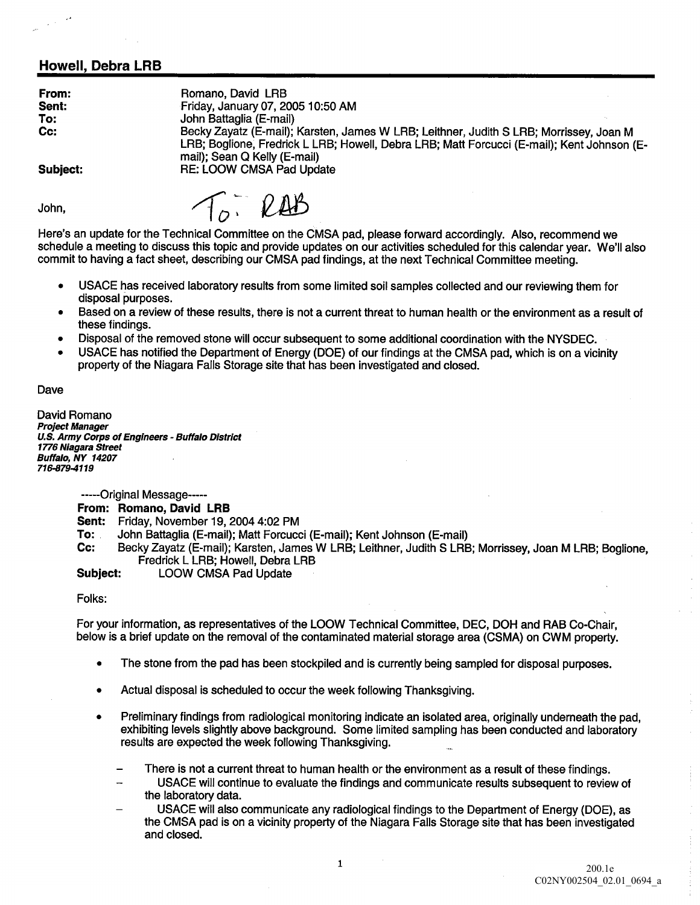## Howell, Debra LRB

**From:** Romano, David LRB
**Sent:** Friday, January 07, 2005 10:50 AM
**To:** John Battaglia (E-mail)
**Cc:** Becky Zayatz (E-mail); Karsten, James W LRB; Leithner, Judith S LRB; Morrissey, Joan M LRB; Boglione, Fredrick L LRB; Howell, Debra LRB; Matt Forcucci (E-mail); Kent Johnson (E-mail); Sean Q Kelly (E-mail)
**Subject:** RE: LOOW CMSA Pad Update

John,

To: RAB

Here's an update for the Technical Committee on the CMSA pad, please forward accordingly. Also, recommend we schedule a meeting to discuss this topic and provide updates on our activities scheduled for this calendar year. We'll also commit to having a fact sheet, describing our CMSA pad findings, at the next Technical Committee meeting.

- USACE has received laboratory results from some limited soil samples collected and our reviewing them for disposal purposes.
- Based on a review of these results, there is not a current threat to human health or the environment as a result of these findings.
- Disposal of the removed stone will occur subsequent to some additional coordination with the NYSDEC.
- USACE has notified the Department of Energy (DOE) of our findings at the CMSA pad, which is on a vicinity property of the Niagara Falls Storage site that has been investigated and closed.

Dave

David Romano
***Project Manager***
***U.S. Army Corps of Engineers - Buffalo District***
***1776 Niagara Street***
***Buffalo, NY 14207***
***716-879-4119***

-----Original Message-----
**From:** **Romano, David LRB**
**Sent:** Friday, November 19, 2004 4:02 PM
**To:** John Battaglia (E-mail); Matt Forcucci (E-mail); Kent Johnson (E-mail)
**Cc:** Becky Zayatz (E-mail); Karsten, James W LRB; Leithner, Judith S LRB; Morrissey, Joan M LRB; Boglione, Fredrick L LRB; Howell, Debra LRB
**Subject:** LOOW CMSA Pad Update

Folks:

For your information, as representatives of the LOOW Technical Committee, DEC, DOH and RAB Co-Chair, below is a brief update on the removal of the contaminated material storage area (CSMA) on CWM property.

- The stone from the pad has been stockpiled and is currently being sampled for disposal purposes.
- Actual disposal is scheduled to occur the week following Thanksgiving.
- Preliminary findings from radiological monitoring indicate an isolated area, originally underneath the pad, exhibiting levels slightly above background. Some limited sampling has been conducted and laboratory results are expected the week following Thanksgiving.
  - There is not a current threat to human health or the environment as a result of these findings.
  - USACE will continue to evaluate the findings and communicate results subsequent to review of the laboratory data.
  - USACE will also communicate any radiological findings to the Department of Energy (DOE), as the CMSA pad is on a vicinity property of the Niagara Falls Storage site that has been investigated and closed.

200.1e
C02NY002504_02.01_0694_a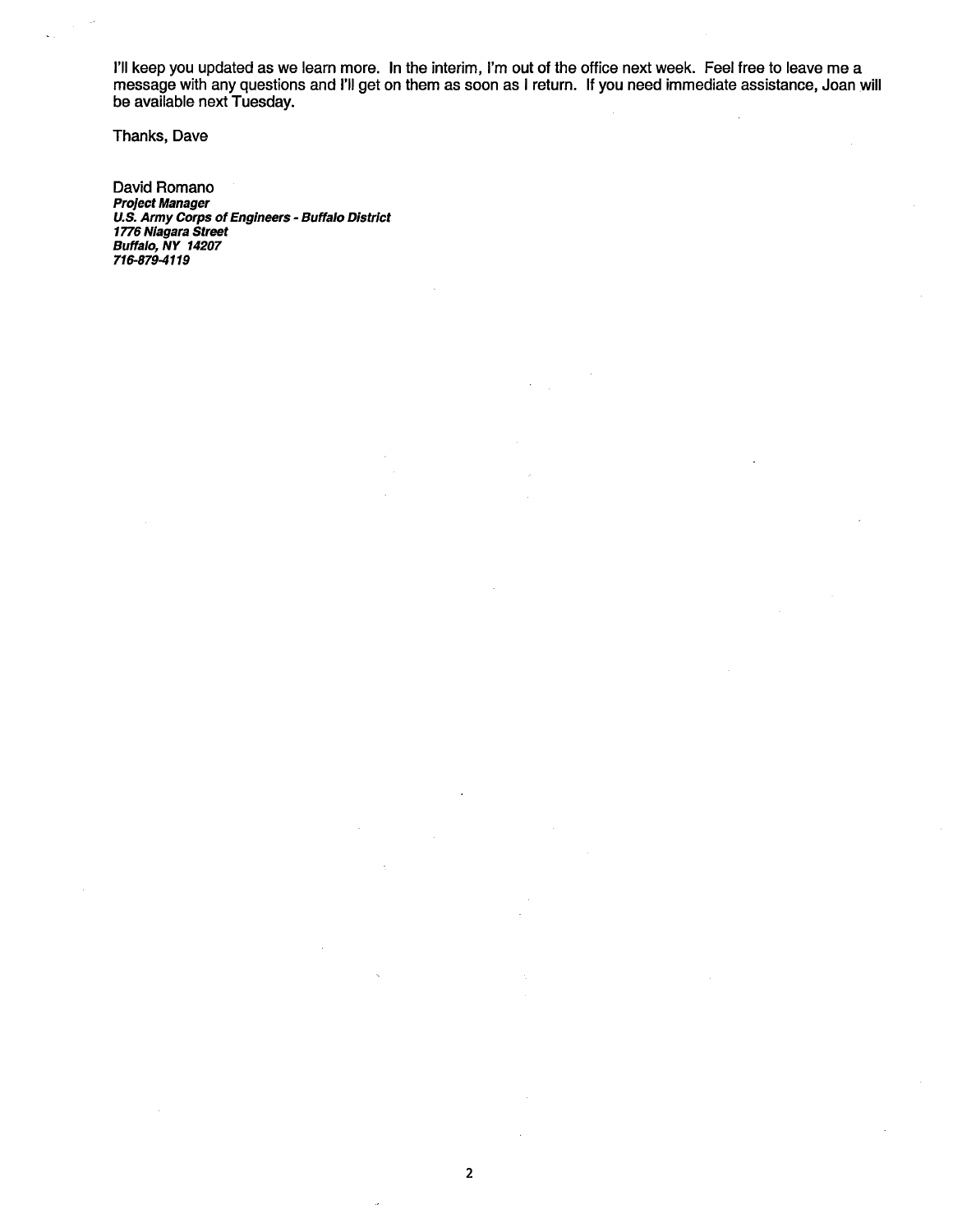I'll keep you updated as we learn more. In the interim, I'm out of the office next week. Feel free to leave me a message with any questions and I'll get on them as soon as I return. If you need immediate assistance, Joan will be available next Tuesday.

Thanks, Dave

David Romano  
***Project Manager***  
***U.S. Army Corps of Engineers - Buffalo District***  
***1776 Niagara Street***  
***Buffalo, NY 14207***  
***716-879-4119***